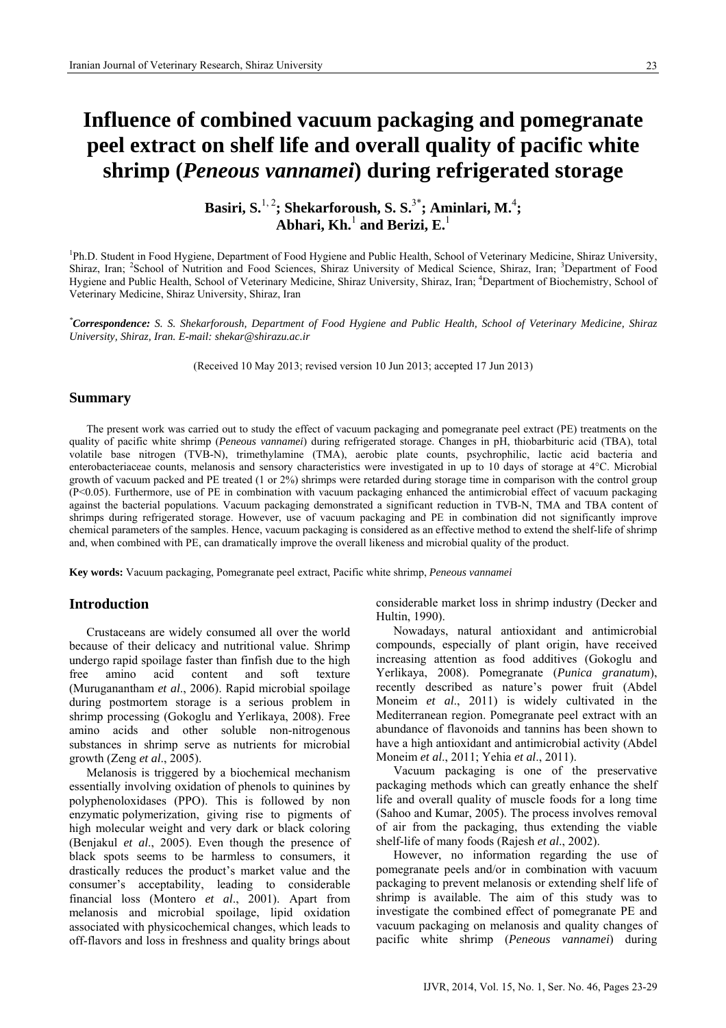# Influence of combined vacuum packaging and pomegranate peel extract on shelf life and overall quality of pacific white shrimp (*Peneous vannamei*) during refrigerated storage

**Basiri, S.**[1, 2]**; Shekarforoush, S. S.**[3*]**; Aminlari, M.**[4]**; Abhari, Kh.**[1] **and Berizi, E.**[1]

[1]Ph.D. Student in Food Hygiene, Department of Food Hygiene and Public Health, School of Veterinary Medicine, Shiraz University, Shiraz, Iran; [2]School of Nutrition and Food Sciences, Shiraz University of Medical Science, Shiraz, Iran; [3]Department of Food Hygiene and Public Health, School of Veterinary Medicine, Shiraz University, Shiraz, Iran; [4]Department of Biochemistry, School of Veterinary Medicine, Shiraz University, Shiraz, Iran

[*]***Correspondence:*** *S. S. Shekarforoush, Department of Food Hygiene and Public Health, School of Veterinary Medicine, Shiraz University, Shiraz, Iran. E-mail: shekar@shirazu.ac.ir*

(Received 10 May 2013; revised version 10 Jun 2013; accepted 17 Jun 2013)

## Summary

The present work was carried out to study the effect of vacuum packaging and pomegranate peel extract (PE) treatments on the quality of pacific white shrimp (*Peneous vannamei*) during refrigerated storage. Changes in pH, thiobarbituric acid (TBA), total volatile base nitrogen (TVB-N), trimethylamine (TMA), aerobic plate counts, psychrophilic, lactic acid bacteria and enterobacteriaceae counts, melanosis and sensory characteristics were investigated in up to 10 days of storage at 4°C. Microbial growth of vacuum packed and PE treated (1 or 2%) shrimps were retarded during storage time in comparison with the control group ($P<0.05$). Furthermore, use of PE in combination with vacuum packaging enhanced the antimicrobial effect of vacuum packaging against the bacterial populations. Vacuum packaging demonstrated a significant reduction in TVB-N, TMA and TBA content of shrimps during refrigerated storage. However, use of vacuum packaging and PE in combination did not significantly improve chemical parameters of the samples. Hence, vacuum packaging is considered as an effective method to extend the shelf-life of shrimp and, when combined with PE, can dramatically improve the overall likeness and microbial quality of the product.

**Key words:** Vacuum packaging, Pomegranate peel extract, Pacific white shrimp, *Peneous vannamei*

## Introduction

Crustaceans are widely consumed all over the world because of their delicacy and nutritional value. Shrimp undergo rapid spoilage faster than finfish due to the high free amino acid content and soft texture (Muruganantham *et al*., 2006). Rapid microbial spoilage during postmortem storage is a serious problem in shrimp processing (Gokoglu and Yerlikaya, 2008). Free amino acids and other soluble non-nitrogenous substances in shrimp serve as nutrients for microbial growth (Zeng *et al*., 2005).

Melanosis is triggered by a biochemical mechanism essentially involving oxidation of phenols to quinines by polyphenoloxidases (PPO). This is followed by non enzymatic polymerization, giving rise to pigments of high molecular weight and very dark or black coloring (Benjakul *et al*., 2005). Even though the presence of black spots seems to be harmless to consumers, it drastically reduces the product's market value and the consumer's acceptability, leading to considerable financial loss (Montero *et al*., 2001). Apart from melanosis and microbial spoilage, lipid oxidation associated with physicochemical changes, which leads to off-flavors and loss in freshness and quality brings about considerable market loss in shrimp industry (Decker and Hultin, 1990).

Nowadays, natural antioxidant and antimicrobial compounds, especially of plant origin, have received increasing attention as food additives (Gokoglu and Yerlikaya, 2008). Pomegranate (*Punica granatum*), recently described as nature's power fruit (Abdel Moneim *et al*., 2011) is widely cultivated in the Mediterranean region. Pomegranate peel extract with an abundance of flavonoids and tannins has been shown to have a high antioxidant and antimicrobial activity (Abdel Moneim *et al*., 2011; Yehia *et al*., 2011).

Vacuum packaging is one of the preservative packaging methods which can greatly enhance the shelf life and overall quality of muscle foods for a long time (Sahoo and Kumar, 2005). The process involves removal of air from the packaging, thus extending the viable shelf-life of many foods (Rajesh *et al*., 2002).

However, no information regarding the use of pomegranate peels and/or in combination with vacuum packaging to prevent melanosis or extending shelf life of shrimp is available. The aim of this study was to investigate the combined effect of pomegranate PE and vacuum packaging on melanosis and quality changes of pacific white shrimp (*Peneous vannamei*) during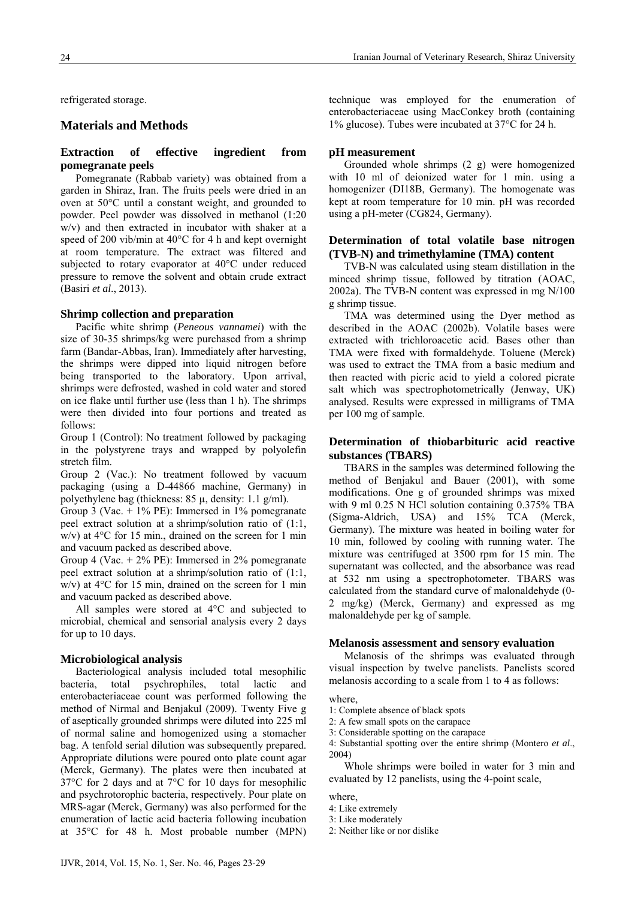refrigerated storage.

## Materials and Methods

### Extraction of effective ingredient from pomegranate peels

Pomegranate (Rabbab variety) was obtained from a garden in Shiraz, Iran. The fruits peels were dried in an oven at 50°C until a constant weight, and grounded to powder. Peel powder was dissolved in methanol (1:20 w/v) and then extracted in incubator with shaker at a speed of 200 vib/min at 40°C for 4 h and kept overnight at room temperature. The extract was filtered and subjected to rotary evaporator at 40°C under reduced pressure to remove the solvent and obtain crude extract (Basiri *et al.*, 2013).

### Shrimp collection and preparation

Pacific white shrimp (*Peneous vannamei*) with the size of 30-35 shrimps/kg were purchased from a shrimp farm (Bandar-Abbas, Iran). Immediately after harvesting, the shrimps were dipped into liquid nitrogen before being transported to the laboratory. Upon arrival, shrimps were defrosted, washed in cold water and stored on ice flake until further use (less than 1 h). The shrimps were then divided into four portions and treated as follows:

Group 1 (Control): No treatment followed by packaging in the polystyrene trays and wrapped by polyolefin stretch film.

Group 2 (Vac.): No treatment followed by vacuum packaging (using a D-44866 machine, Germany) in polyethylene bag (thickness: 85 µ, density: 1.1 g/ml).

Group 3 (Vac. + 1% PE): Immersed in 1% pomegranate peel extract solution at a shrimp/solution ratio of (1:1, w/v) at 4°C for 15 min., drained on the screen for 1 min and vacuum packed as described above.

Group 4 (Vac. + 2% PE): Immersed in 2% pomegranate peel extract solution at a shrimp/solution ratio of (1:1, w/v) at 4°C for 15 min, drained on the screen for 1 min and vacuum packed as described above.

All samples were stored at 4°C and subjected to microbial, chemical and sensorial analysis every 2 days for up to 10 days.

### Microbiological analysis

Bacteriological analysis included total mesophilic bacteria, total psychrophiles, total lactic and enterobacteriaceae count was performed following the method of Nirmal and Benjakul (2009). Twenty Five g of aseptically grounded shrimps were diluted into 225 ml of normal saline and homogenized using a stomacher bag. A tenfold serial dilution was subsequently prepared. Appropriate dilutions were poured onto plate count agar (Merck, Germany). The plates were then incubated at 37°C for 2 days and at 7°C for 10 days for mesophilic and psychrotorophic bacteria, respectively. Pour plate on MRS-agar (Merck, Germany) was also performed for the enumeration of lactic acid bacteria following incubation at 35°C for 48 h. Most probable number (MPN) technique was employed for the enumeration of enterobacteriaceae using MacConkey broth (containing 1% glucose). Tubes were incubated at 37°C for 24 h.

### pH measurement

Grounded whole shrimps (2 g) were homogenized with 10 ml of deionized water for 1 min. using a homogenizer (DI18B, Germany). The homogenate was kept at room temperature for 10 min. pH was recorded using a pH-meter (CG824, Germany).

### Determination of total volatile base nitrogen (TVB-N) and trimethylamine (TMA) content

TVB-N was calculated using steam distillation in the minced shrimp tissue, followed by titration (AOAC, 2002a). The TVB-N content was expressed in mg N/100 g shrimp tissue.

TMA was determined using the Dyer method as described in the AOAC (2002b). Volatile bases were extracted with trichloroacetic acid. Bases other than TMA were fixed with formaldehyde. Toluene (Merck) was used to extract the TMA from a basic medium and then reacted with picric acid to yield a colored picrate salt which was spectrophotometrically (Jenway, UK) analysed. Results were expressed in milligrams of TMA per 100 mg of sample.

### Determination of thiobarbituric acid reactive substances (TBARS)

TBARS in the samples was determined following the method of Benjakul and Bauer (2001), with some modifications. One g of grounded shrimps was mixed with 9 ml 0.25 N HCl solution containing 0.375% TBA (Sigma-Aldrich, USA) and 15% TCA (Merck, Germany). The mixture was heated in boiling water for 10 min, followed by cooling with running water. The mixture was centrifuged at 3500 rpm for 15 min. The supernatant was collected, and the absorbance was read at 532 nm using a spectrophotometer. TBARS was calculated from the standard curve of malonaldehyde (0-2 mg/kg) (Merck, Germany) and expressed as mg malonaldehyde per kg of sample.

### Melanosis assessment and sensory evaluation

Melanosis of the shrimps was evaluated through visual inspection by twelve panelists. Panelists scored melanosis according to a scale from 1 to 4 as follows:

where,

1: Complete absence of black spots
2: A few small spots on the carapace
3: Considerable spotting on the carapace
4: Substantial spotting over the entire shrimp (Montero *et al*., 2004)

Whole shrimps were boiled in water for 3 min and evaluated by 12 panelists, using the 4-point scale,

where,

4: Like extremely
3: Like moderately
2: Neither like or nor dislike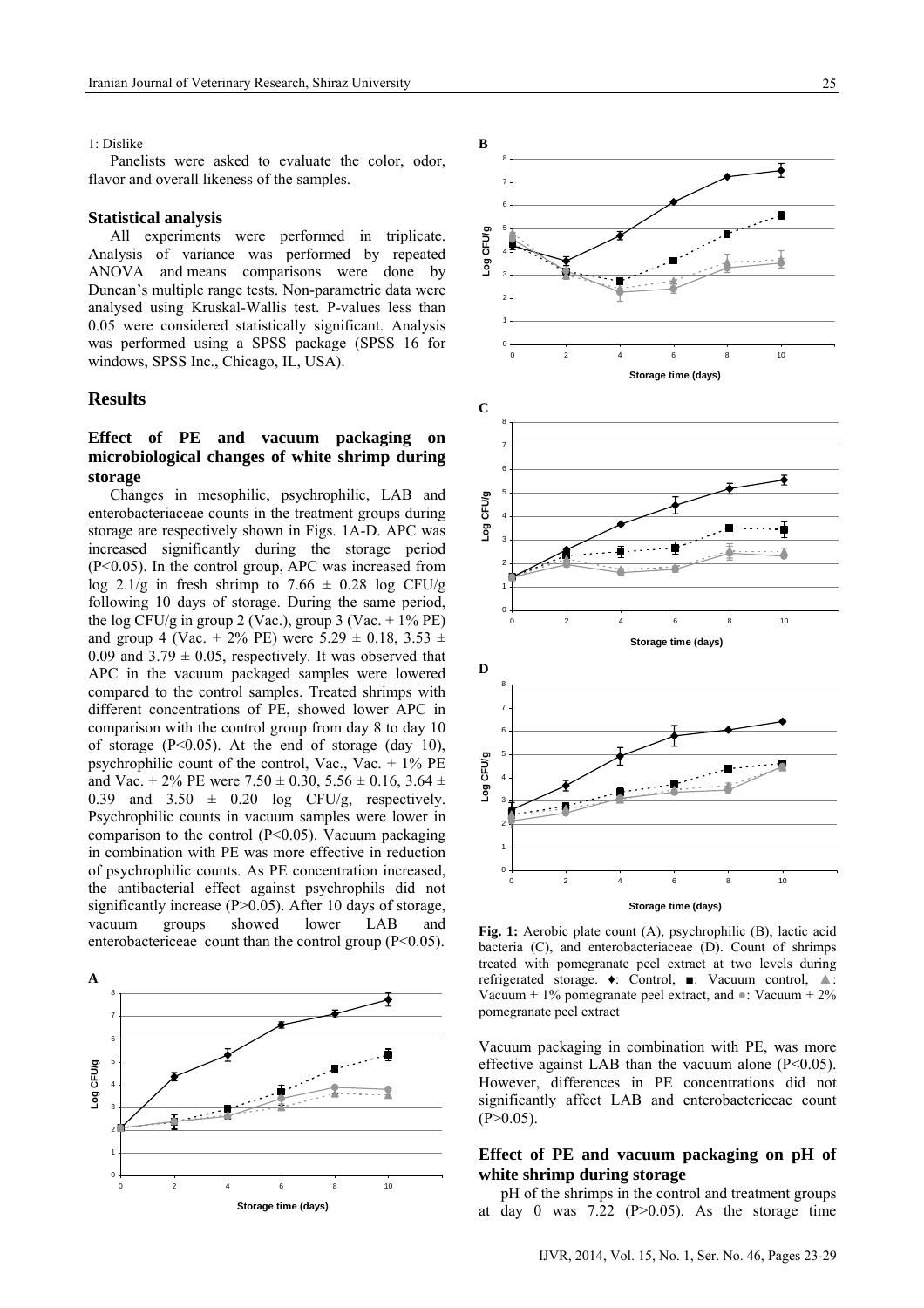1: Dislike

Panelists were asked to evaluate the color, odor, flavor and overall likeness of the samples.

### Statistical analysis

All experiments were performed in triplicate. Analysis of variance was performed by repeated ANOVA and means comparisons were done by Duncan's multiple range tests. Non-parametric data were analysed using Kruskal-Wallis test. P-values less than 0.05 were considered statistically significant. Analysis was performed using a SPSS package (SPSS 16 for windows, SPSS Inc., Chicago, IL, USA).

## Results

### Effect of PE and vacuum packaging on microbiological changes of white shrimp during storage

Changes in mesophilic, psychrophilic, LAB and enterobacteriaceae counts in the treatment groups during storage are respectively shown in Figs. 1A-D. APC was increased significantly during the storage period ($P<0.05$). In the control group, APC was increased from log 2.1/g in fresh shrimp to $7.66 \pm 0.28$ log CFU/g following 10 days of storage. During the same period, the log CFU/g in group 2 (Vac.), group 3 (Vac. + 1% PE) and group 4 (Vac. + 2% PE) were $5.29 \pm 0.18$, $3.53 \pm 0.09$ and $3.79 \pm 0.05$, respectively. It was observed that APC in the vacuum packaged samples were lowered compared to the control samples. Treated shrimps with different concentrations of PE, showed lower APC in comparison with the control group from day 8 to day 10 of storage ($P<0.05$). At the end of storage (day 10), psychrophilic count of the control, Vac., Vac. + 1% PE and Vac. + 2% PE were $7.50 \pm 0.30$, $5.56 \pm 0.16$, $3.64 \pm 0.39$ and $3.50 \pm 0.20$ log CFU/g, respectively. Psychrophilic counts in vacuum samples were lower in comparison to the control ($P<0.05$). Vacuum packaging in combination with PE was more effective in reduction of psychrophilic counts. As PE concentration increased, the antibacterial effect against psychrophils did not significantly increase ($P>0.05$). After 10 days of storage, vacuum groups showed lower LAB and enterobactericeae count than the control group ($P<0.05$). Vacuum packaging in combination with PE, was more effective against LAB than the vacuum alone ($P<0.05$). However, differences in PE concentrations did not significantly affect LAB and enterobactericeae count ($P>0.05$).

**Fig. 1:** Aerobic plate count (A), psychrophilic (B), lactic acid bacteria (C), and enterobacteriaceae (D). Count of shrimps treated with pomegranate peel extract at two levels during refrigerated storage. ♦: Control, ■: Vacuum control, ▲: Vacuum + 1% pomegranate peel extract, and ●: Vacuum + 2% pomegranate peel extract

### Effect of PE and vacuum packaging on pH of white shrimp during storage

pH of the shrimps in the control and treatment groups at day 0 was 7.22 ($P>0.05$). As the storage time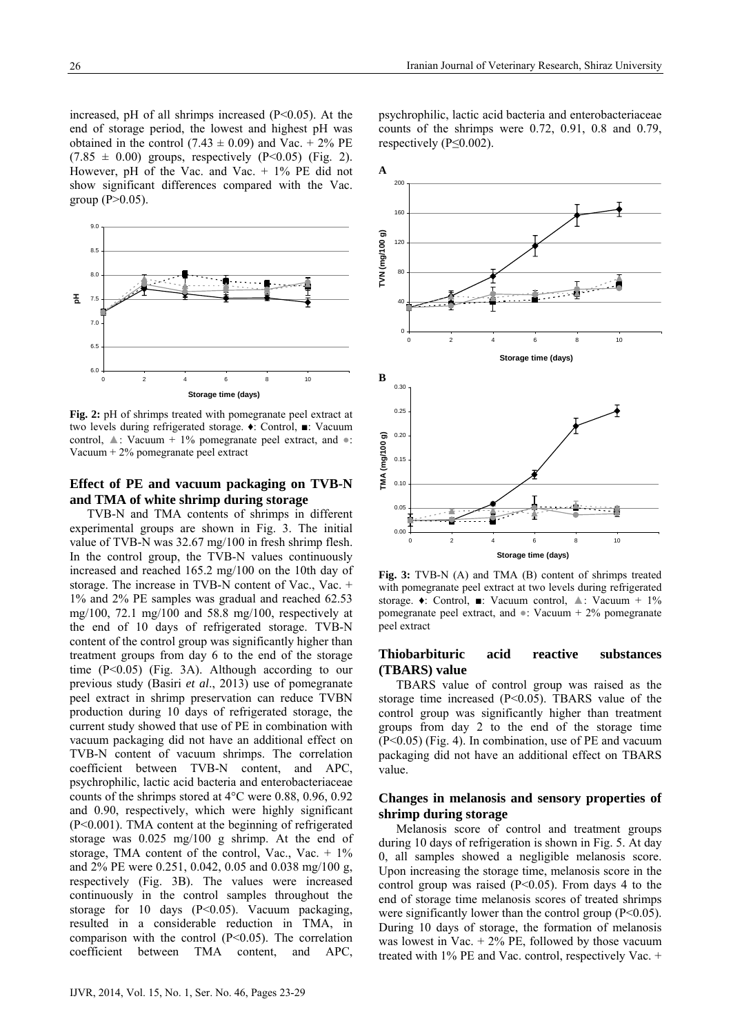increased, pH of all shrimps increased (P<0.05). At the end of storage period, the lowest and highest pH was obtained in the control (7.43 ± 0.09) and Vac. + 2% PE (7.85 ± 0.00) groups, respectively (P<0.05) (Fig. 2). However, pH of the Vac. and Vac. + 1% PE did not show significant differences compared with the Vac. group (P>0.05).

**Fig. 2:** pH of shrimps treated with pomegranate peel extract at two levels during refrigerated storage. ♦: Control, ■: Vacuum control, ▲: Vacuum + 1% pomegranate peel extract, and ●: Vacuum + 2% pomegranate peel extract

## Effect of PE and vacuum packaging on TVB-N and TMA of white shrimp during storage

TVB-N and TMA contents of shrimps in different experimental groups are shown in Fig. 3. The initial value of TVB-N was 32.67 mg/100 in fresh shrimp flesh. In the control group, the TVB-N values continuously increased and reached 165.2 mg/100 on the 10th day of storage. The increase in TVB-N content of Vac., Vac. + 1% and 2% PE samples was gradual and reached 62.53 mg/100, 72.1 mg/100 and 58.8 mg/100, respectively at the end of 10 days of refrigerated storage. TVB-N content of the control group was significantly higher than treatment groups from day 6 to the end of the storage time (P<0.05) (Fig. 3A). Although according to our previous study (Basiri *et al*., 2013) use of pomegranate peel extract in shrimp preservation can reduce TVBN production during 10 days of refrigerated storage, the current study showed that use of PE in combination with vacuum packaging did not have an additional effect on TVB-N content of vacuum shrimps. The correlation coefficient between TVB-N content, and APC, psychrophilic, lactic acid bacteria and enterobacteriaceae counts of the shrimps stored at 4°C were 0.88, 0.96, 0.92 and 0.90, respectively, which were highly significant (P<0.001). TMA content at the beginning of refrigerated storage was 0.025 mg/100 g shrimp. At the end of storage, TMA content of the control, Vac., Vac. + 1% and 2% PE were 0.251, 0.042, 0.05 and 0.038 mg/100 g, respectively (Fig. 3B). The values were increased continuously in the control samples throughout the storage for 10 days (P<0.05). Vacuum packaging, resulted in a considerable reduction in TMA, in comparison with the control (P<0.05). The correlation coefficient between TMA content, and APC, psychrophilic, lactic acid bacteria and enterobacteriaceae counts of the shrimps were 0.72, 0.91, 0.8 and 0.79, respectively (P≤0.002).

**Fig. 3:** TVB-N (A) and TMA (B) content of shrimps treated with pomegranate peel extract at two levels during refrigerated storage. ♦: Control, ■: Vacuum control, ▲: Vacuum + 1% pomegranate peel extract, and ●: Vacuum + 2% pomegranate peel extract

## Thiobarbituric acid reactive substances (TBARS) value

TBARS value of control group was raised as the storage time increased (P<0.05). TBARS value of the control group was significantly higher than treatment groups from day 2 to the end of the storage time (P<0.05) (Fig. 4). In combination, use of PE and vacuum packaging did not have an additional effect on TBARS value.

## Changes in melanosis and sensory properties of shrimp during storage

Melanosis score of control and treatment groups during 10 days of refrigeration is shown in Fig. 5. At day 0, all samples showed a negligible melanosis score. Upon increasing the storage time, melanosis score in the control group was raised (P<0.05). From days 4 to the end of storage time melanosis scores of treated shrimps were significantly lower than the control group (P<0.05). During 10 days of storage, the formation of melanosis was lowest in Vac. + 2% PE, followed by those vacuum treated with 1% PE and Vac. control, respectively Vac. +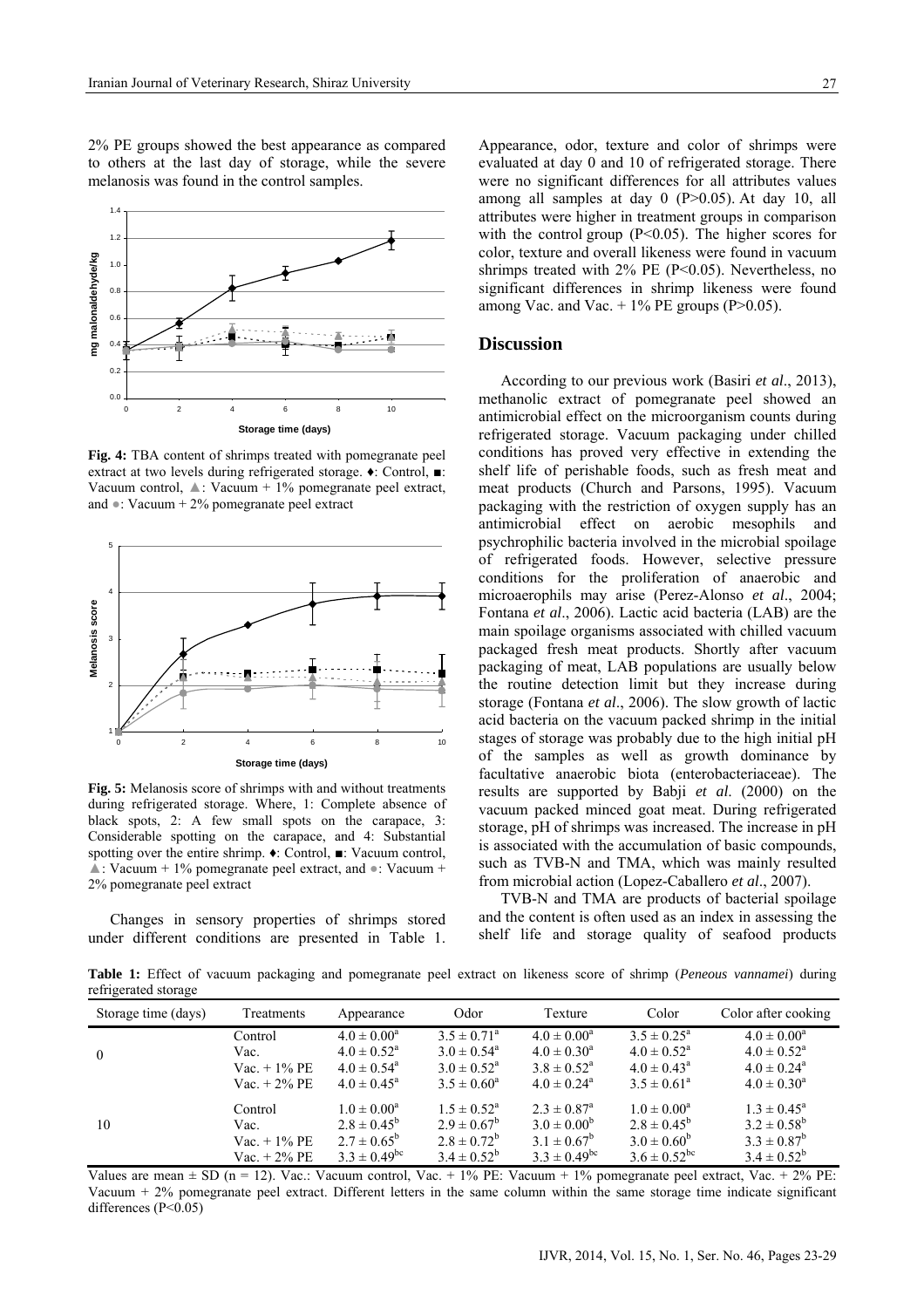2% PE groups showed the best appearance as compared to others at the last day of storage, while the severe melanosis was found in the control samples.

**Fig. 4:** TBA content of shrimps treated with pomegranate peel extract at two levels during refrigerated storage. ♦: Control, ■: Vacuum control, ▲: Vacuum + 1% pomegranate peel extract, and ●: Vacuum + 2% pomegranate peel extract

**Fig. 5:** Melanosis score of shrimps with and without treatments during refrigerated storage. Where, 1: Complete absence of black spots, 2: A few small spots on the carapace, 3: Considerable spotting on the carapace, and 4: Substantial spotting over the entire shrimp. ♦: Control, ■: Vacuum control, ▲: Vacuum + 1% pomegranate peel extract, and ●: Vacuum + 2% pomegranate peel extract

Changes in sensory properties of shrimps stored under different conditions are presented in Table 1. Appearance, odor, texture and color of shrimps were evaluated at day 0 and 10 of refrigerated storage. There were no significant differences for all attributes values among all samples at day 0 ($P>0.05$). At day 10, all attributes were higher in treatment groups in comparison with the control group ($P<0.05$). The higher scores for color, texture and overall likeness were found in vacuum shrimps treated with 2% PE ($P<0.05$). Nevertheless, no significant differences in shrimp likeness were found among Vac. and Vac. + 1% PE groups ($P>0.05$).

## Discussion

According to our previous work (Basiri *et al*., 2013), methanolic extract of pomegranate peel showed an antimicrobial effect on the microorganism counts during refrigerated storage. Vacuum packaging under chilled conditions has proved very effective in extending the shelf life of perishable foods, such as fresh meat and meat products (Church and Parsons, 1995). Vacuum packaging with the restriction of oxygen supply has an antimicrobial effect on aerobic mesophils and psychrophilic bacteria involved in the microbial spoilage of refrigerated foods. However, selective pressure conditions for the proliferation of anaerobic and microaerophils may arise (Perez-Alonso *et al*., 2004; Fontana *et al*., 2006). Lactic acid bacteria (LAB) are the main spoilage organisms associated with chilled vacuum packaged fresh meat products. Shortly after vacuum packaging of meat, LAB populations are usually below the routine detection limit but they increase during storage (Fontana *et al*., 2006). The slow growth of lactic acid bacteria on the vacuum packed shrimp in the initial stages of storage was probably due to the high initial pH of the samples as well as growth dominance by facultative anaerobic biota (enterobacteriaceae). The results are supported by Babji *et al*. (2000) on the vacuum packed minced goat meat. During refrigerated storage, pH of shrimps was increased. The increase in pH is associated with the accumulation of basic compounds, such as TVB-N and TMA, which was mainly resulted from microbial action (Lopez-Caballero *et al*., 2007).

TVB-N and TMA are products of bacterial spoilage and the content is often used as an index in assessing the shelf life and storage quality of seafood products

**Table 1:** Effect of vacuum packaging and pomegranate peel extract on likeness score of shrimp (*Peneous vannamei*) during refrigerated storage

| Storage time (days) | Treatments | Appearance | Odor | Texture | Color | Color after cooking |
|---|---|---|---|---|---|---|
| 0 | Control | $4.0 \pm 0.00^{a}$ | $3.5 \pm 0.71^{a}$ | $4.0 \pm 0.00^{a}$ | $3.5 \pm 0.25^{a}$ | $4.0 \pm 0.00^{a}$ |
| | Vac. | $4.0 \pm 0.52^{a}$ | $3.0 \pm 0.54^{a}$ | $4.0 \pm 0.30^{a}$ | $4.0 \pm 0.52^{a}$ | $4.0 \pm 0.52^{a}$ |
| | Vac. + 1% PE | $4.0 \pm 0.54^{a}$ | $3.0 \pm 0.52^{a}$ | $3.8 \pm 0.52^{a}$ | $4.0 \pm 0.43^{a}$ | $4.0 \pm 0.24^{a}$ |
| | Vac. + 2% PE | $4.0 \pm 0.45^{a}$ | $3.5 \pm 0.60^{a}$ | $4.0 \pm 0.24^{a}$ | $3.5 \pm 0.61^{a}$ | $4.0 \pm 0.30^{a}$ |
| 10 | Control | $1.0 \pm 0.00^{a}$ | $1.5 \pm 0.52^{a}$ | $2.3 \pm 0.87^{a}$ | $1.0 \pm 0.00^{a}$ | $1.3 \pm 0.45^{a}$ |
| | Vac. | $2.8 \pm 0.45^{b}$ | $2.9 \pm 0.67^{b}$ | $3.0 \pm 0.00^{b}$ | $2.8 \pm 0.45^{b}$ | $3.2 \pm 0.58^{b}$ |
| | Vac. + 1% PE | $2.7 \pm 0.65^{b}$ | $2.8 \pm 0.72^{b}$ | $3.1 \pm 0.67^{b}$ | $3.0 \pm 0.60^{b}$ | $3.3 \pm 0.87^{b}$ |
| | Vac. + 2% PE | $3.3 \pm 0.49^{bc}$ | $3.4 \pm 0.52^{b}$ | $3.3 \pm 0.49^{bc}$ | $3.6 \pm 0.52^{bc}$ | $3.4 \pm 0.52^{b}$ |

Values are mean ± SD (n = 12). Vac.: Vacuum control, Vac. + 1% PE: Vacuum + 1% pomegranate peel extract, Vac. + 2% PE: Vacuum + 2% pomegranate peel extract. Different letters in the same column within the same storage time indicate significant differences ($P<0.05$)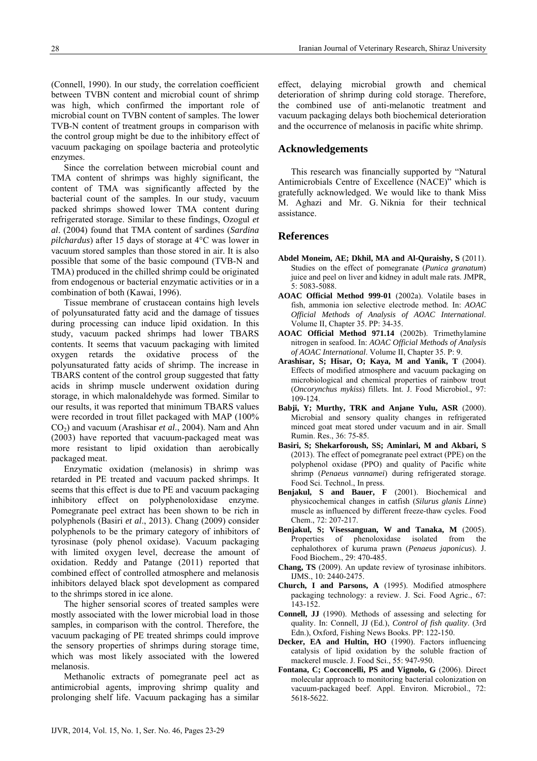(Connell, 1990). In our study, the correlation coefficient between TVBN content and microbial count of shrimp was high, which confirmed the important role of microbial count on TVBN content of samples. The lower TVB-N content of treatment groups in comparison with the control group might be due to the inhibitory effect of vacuum packaging on spoilage bacteria and proteolytic enzymes.

Since the correlation between microbial count and TMA content of shrimps was highly significant, the content of TMA was significantly affected by the bacterial count of the samples. In our study, vacuum packed shrimps showed lower TMA content during refrigerated storage. Similar to these findings, Ozogul *et al*. (2004) found that TMA content of sardines (*Sardina pilchardus*) after 15 days of storage at 4°C was lower in vacuum stored samples than those stored in air. It is also possible that some of the basic compound (TVB-N and TMA) produced in the chilled shrimp could be originated from endogenous or bacterial enzymatic activities or in a combination of both (Kawai, 1996).

Tissue membrane of crustacean contains high levels of polyunsaturated fatty acid and the damage of tissues during processing can induce lipid oxidation. In this study, vacuum packed shrimps had lower TBARS contents. It seems that vacuum packaging with limited oxygen retards the oxidative process of the polyunsaturated fatty acids of shrimp. The increase in TBARS content of the control group suggested that fatty acids in shrimp muscle underwent oxidation during storage, in which malonaldehyde was formed. Similar to our results, it was reported that minimum TBARS values were recorded in trout fillet packaged with MAP (100% $CO_2$) and vacuum (Arashisar *et al*., 2004). Nam and Ahn (2003) have reported that vacuum-packaged meat was more resistant to lipid oxidation than aerobically packaged meat.

Enzymatic oxidation (melanosis) in shrimp was retarded in PE treated and vacuum packed shrimps. It seems that this effect is due to PE and vacuum packaging inhibitory effect on polyphenoloxidase enzyme. Pomegranate peel extract has been shown to be rich in polyphenols (Basiri *et al*., 2013). Chang (2009) consider polyphenols to be the primary category of inhibitors of tyrosinase (poly phenol oxidase). Vacuum packaging with limited oxygen level, decrease the amount of oxidation. Reddy and Patange (2011) reported that combined effect of controlled atmosphere and melanosis inhibitors delayed black spot development as compared to the shrimps stored in ice alone.

The higher sensorial scores of treated samples were mostly associated with the lower microbial load in those samples, in comparison with the control. Therefore, the vacuum packaging of PE treated shrimps could improve the sensory properties of shrimps during storage time, which was most likely associated with the lowered melanosis.

Methanolic extracts of pomegranate peel act as antimicrobial agents, improving shrimp quality and prolonging shelf life. Vacuum packaging has a similar effect, delaying microbial growth and chemical deterioration of shrimp during cold storage. Therefore, the combined use of anti-melanotic treatment and vacuum packaging delays both biochemical deterioration and the occurrence of melanosis in pacific white shrimp.

## Acknowledgements

This research was financially supported by "Natural Antimicrobials Centre of Excellence (NACE)" which is gratefully acknowledged. We would like to thank Miss M. Aghazi and Mr. G. Niknia for their technical assistance.

## References

**Abdel Moneim, AE; Dkhil, MA and Al-Quraishy, S** (2011). Studies on the effect of pomegranate (*Punica granatum*) juice and peel on liver and kidney in adult male rats. JMPR, 5: 5083-5088.

**AOAC Official Method 999-01** (2002a). Volatile bases in fish, ammonia ion selective electrode method. In: *AOAC Official Methods of Analysis of AOAC International*. Volume II, Chapter 35. PP: 34-35.

**AOAC Official Method 971.14** (2002b). Trimethylamine nitrogen in seafood. In: *AOAC Official Methods of Analysis of AOAC International*. Volume II, Chapter 35. P: 9.

**Arashisar, S; Hisar, O; Kaya, M and Yanik, T** (2004). Effects of modified atmosphere and vacuum packaging on microbiological and chemical properties of rainbow trout (*Oncorynchus mykiss*) fillets. Int. J. Food Microbiol., 97: 109-124.

**Babji, Y; Murthy, TRK and Anjane Yulu, ASR** (2000). Microbial and sensory quality changes in refrigerated minced goat meat stored under vacuum and in air. Small Rumin. Res., 36: 75-85.

**Basiri, S; Shekarforoush, SS; Aminlari, M and Akbari, S** (2013). The effect of pomegranate peel extract (PPE) on the polyphenol oxidase (PPO) and quality of Pacific white shrimp (*Penaeus vannamei*) during refrigerated storage. Food Sci. Technol., In press.

**Benjakul, S and Bauer, F** (2001). Biochemical and physicochemical changes in catfish (*Silurus glanis Linne*) muscle as influenced by different freeze-thaw cycles. Food Chem., 72: 207-217.

**Benjakul, S; Visessanguan, W and Tanaka, M** (2005). Properties of phenoloxidase isolated from the cephalothorex of kuruma prawn (*Penaeus japonicus*). J. Food Biochem., 29: 470-485.

**Chang, TS** (2009). An update review of tyrosinase inhibitors. IJMS., 10: 2440-2475.

**Church, I and Parsons, A** (1995). Modified atmosphere packaging technology: a review. J. Sci. Food Agric., 67: 143-152.

**Connell, JJ** (1990). Methods of assessing and selecting for quality. In: Connell, JJ (Ed.), *Control of fish quality*. (3rd Edn.), Oxford, Fishing News Books. PP: 122-150.

**Decker, EA and Hultin, HO** (1990). Factors influencing catalysis of lipid oxidation by the soluble fraction of mackerel muscle. J. Food Sci., 55: 947-950.

**Fontana, C; Cocconcelli, PS and Vignolo, G** (2006). Direct molecular approach to monitoring bacterial colonization on vacuum-packaged beef. Appl. Environ. Microbiol., 72: 5618-5622.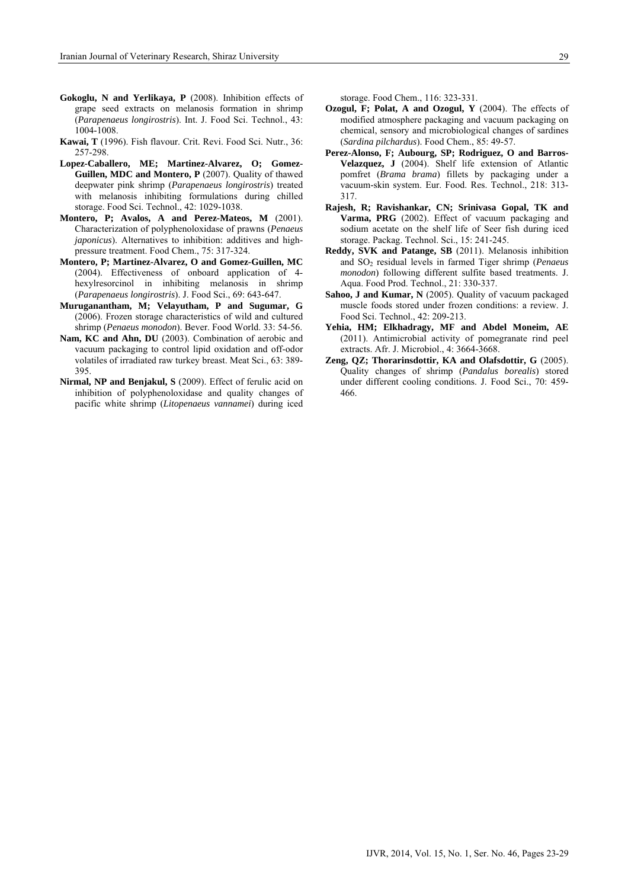**Gokoglu, N and Yerlikaya, P** (2008). Inhibition effects of grape seed extracts on melanosis formation in shrimp (*Parapenaeus longirostris*). Int. J. Food Sci. Technol., 43: 1004-1008.

**Kawai, T** (1996). Fish flavour. Crit. Revi. Food Sci. Nutr., 36: 257-298.

**Lopez-Caballero, ME; Martinez-Alvarez, O; Gomez-Guillen, MDC and Montero, P** (2007). Quality of thawed deepwater pink shrimp (*Parapenaeus longirostris*) treated with melanosis inhibiting formulations during chilled storage. Food Sci. Technol., 42: 1029-1038.

**Montero, P; Avalos, A and Perez-Mateos, M** (2001). Characterization of polyphenoloxidase of prawns (*Penaeus japonicus*). Alternatives to inhibition: additives and high-pressure treatment. Food Chem., 75: 317-324.

**Montero, P; Martinez-Alvarez, O and Gomez-Guillen, MC** (2004). Effectiveness of onboard application of 4-hexylresorcinol in inhibiting melanosis in shrimp (*Parapenaeus longirostris*). J. Food Sci., 69: 643-647.

**Muruganantham, M; Velayutham, P and Sugumar, G** (2006). Frozen storage characteristics of wild and cultured shrimp (*Penaeus monodon*). Bever. Food World. 33: 54-56.

**Nam, KC and Ahn, DU** (2003). Combination of aerobic and vacuum packaging to control lipid oxidation and off-odor volatiles of irradiated raw turkey breast. Meat Sci., 63: 389-395.

**Nirmal, NP and Benjakul, S** (2009). Effect of ferulic acid on inhibition of polyphenoloxidase and quality changes of pacific white shrimp (*Litopenaeus vannamei*) during iced storage. Food Chem., 116: 323-331.

**Ozogul, F; Polat, A and Ozogul, Y** (2004). The effects of modified atmosphere packaging and vacuum packaging on chemical, sensory and microbiological changes of sardines (*Sardina pilchardus*). Food Chem., 85: 49-57.

**Perez-Alonso, F; Aubourg, SP; Rodriguez, O and Barros-Velazquez, J** (2004). Shelf life extension of Atlantic pomfret (*Brama brama*) fillets by packaging under a vacuum-skin system. Eur. Food. Res. Technol., 218: 313-317.

**Rajesh, R; Ravishankar, CN; Srinivasa Gopal, TK and Varma, PRG** (2002). Effect of vacuum packaging and sodium acetate on the shelf life of Seer fish during iced storage. Packag. Technol. Sci., 15: 241-245.

**Reddy, SVK and Patange, SB** (2011). Melanosis inhibition and $SO_2$ residual levels in farmed Tiger shrimp (*Penaeus monodon*) following different sulfite based treatments. J. Aqua. Food Prod. Technol., 21: 330-337.

**Sahoo, J and Kumar, N** (2005). Quality of vacuum packaged muscle foods stored under frozen conditions: a review. J. Food Sci. Technol., 42: 209-213.

**Yehia, HM; Elkhadragy, MF and Abdel Moneim, AE** (2011). Antimicrobial activity of pomegranate rind peel extracts. Afr. J. Microbiol., 4: 3664-3668.

**Zeng, QZ; Thorarinsdottir, KA and Olafsdottir, G** (2005). Quality changes of shrimp (*Pandalus borealis*) stored under different cooling conditions. J. Food Sci., 70: 459-466.